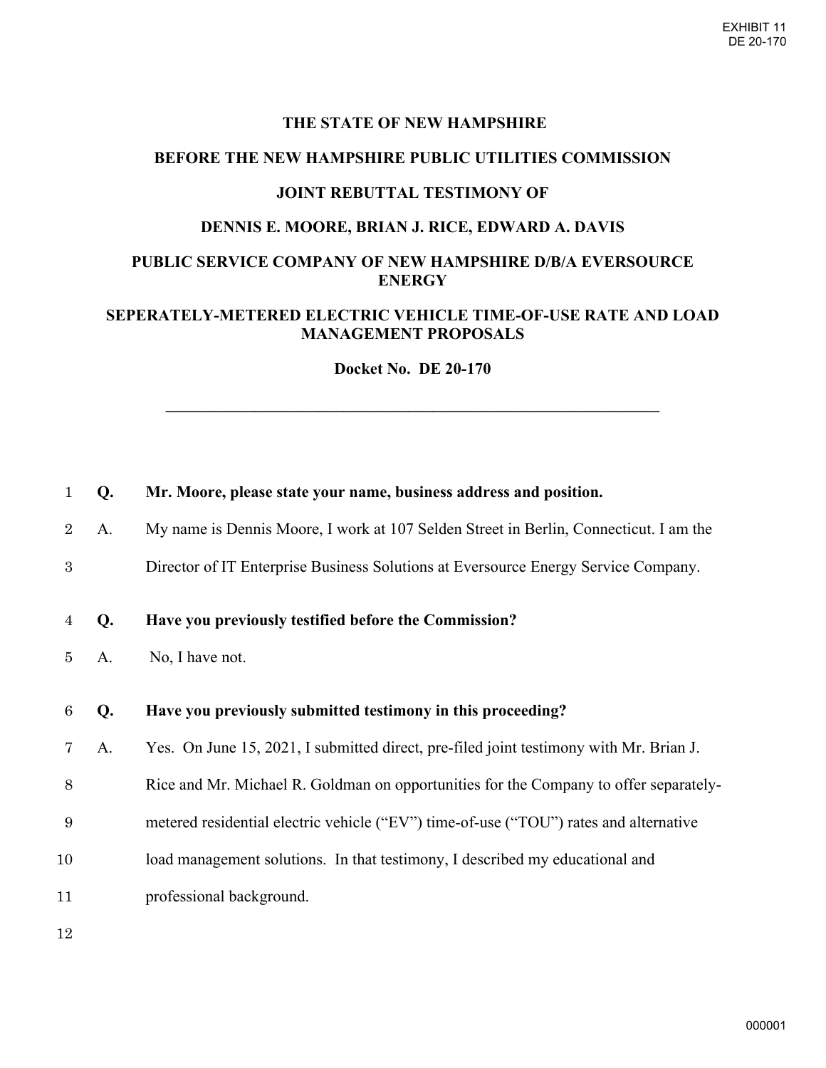EXHIBIT 11
DE 20-170

# THE STATE OF NEW HAMPSHIRE

## BEFORE THE NEW HAMPSHIRE PUBLIC UTILITIES COMMISSION

## JOINT REBUTTAL TESTIMONY OF

## DENNIS E. MOORE, BRIAN J. RICE, EDWARD A. DAVIS

## PUBLIC SERVICE COMPANY OF NEW HAMPSHIRE D/B/A EVERSOURCE ENERGY

## SEPERATELY-METERED ELECTRIC VEHICLE TIME-OF-USE RATE AND LOAD MANAGEMENT PROPOSALS

**Docket No. DE 20-170**

---

1 **Q. Mr. Moore, please state your name, business address and position.**

2 A. My name is Dennis Moore, I work at 107 Selden Street in Berlin, Connecticut. I am the
3 Director of IT Enterprise Business Solutions at Eversource Energy Service Company.

4 **Q. Have you previously testified before the Commission?**

5 A. No, I have not.

6 **Q. Have you previously submitted testimony in this proceeding?**

7 A. Yes. On June 15, 2021, I submitted direct, pre-filed joint testimony with Mr. Brian J.
8 Rice and Mr. Michael R. Goldman on opportunities for the Company to offer separately-
9 metered residential electric vehicle ("EV") time-of-use ("TOU") rates and alternative
10 load management solutions. In that testimony, I described my educational and
11 professional background.

12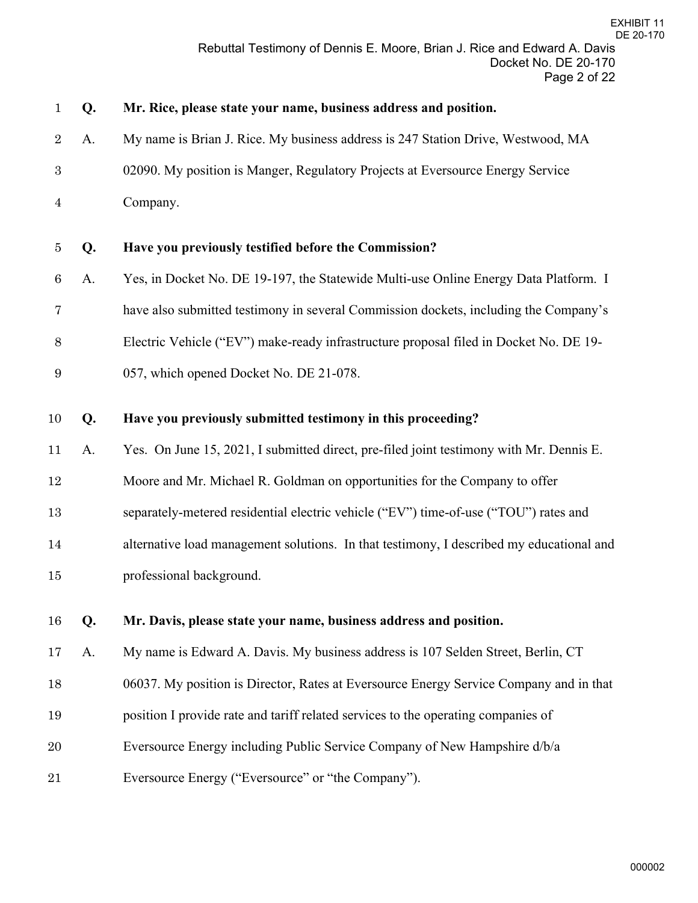**Q. Mr. Rice, please state your name, business address and position.**

A. My name is Brian J. Rice. My business address is 247 Station Drive, Westwood, MA 02090. My position is Manger, Regulatory Projects at Eversource Energy Service Company.

**Q. Have you previously testified before the Commission?**

A. Yes, in Docket No. DE 19-197, the Statewide Multi-use Online Energy Data Platform. I have also submitted testimony in several Commission dockets, including the Company's Electric Vehicle ("EV") make-ready infrastructure proposal filed in Docket No. DE 19-057, which opened Docket No. DE 21-078.

**Q. Have you previously submitted testimony in this proceeding?**

A. Yes. On June 15, 2021, I submitted direct, pre-filed joint testimony with Mr. Dennis E. Moore and Mr. Michael R. Goldman on opportunities for the Company to offer separately-metered residential electric vehicle ("EV") time-of-use ("TOU") rates and alternative load management solutions. In that testimony, I described my educational and professional background.

**Q. Mr. Davis, please state your name, business address and position.**

A. My name is Edward A. Davis. My business address is 107 Selden Street, Berlin, CT 06037. My position is Director, Rates at Eversource Energy Service Company and in that position I provide rate and tariff related services to the operating companies of Eversource Energy including Public Service Company of New Hampshire d/b/a Eversource Energy ("Eversource" or "the Company").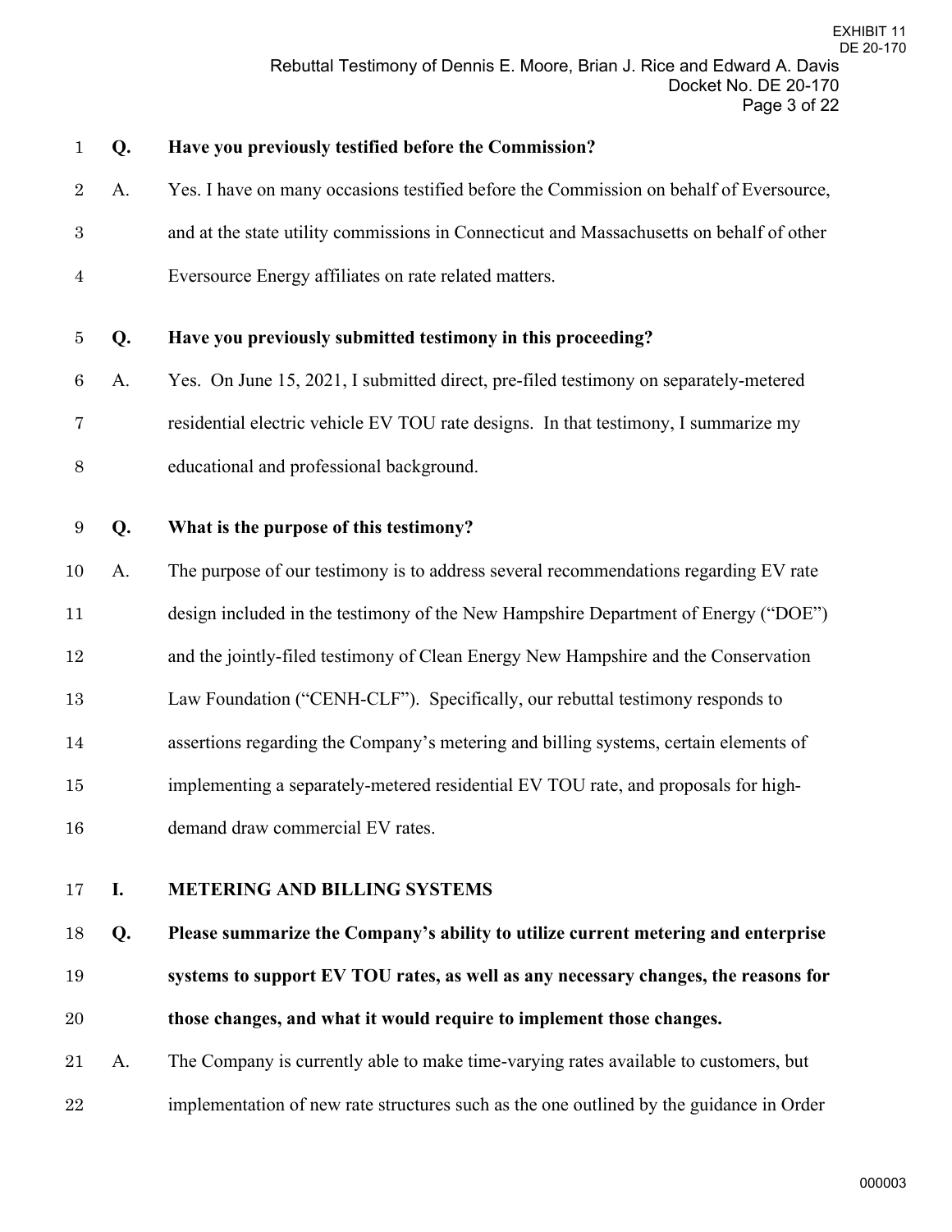**Q. Have you previously testified before the Commission?**

A. Yes. I have on many occasions testified before the Commission on behalf of Eversource, and at the state utility commissions in Connecticut and Massachusetts on behalf of other Eversource Energy affiliates on rate related matters.

**Q. Have you previously submitted testimony in this proceeding?**

A. Yes. On June 15, 2021, I submitted direct, pre-filed testimony on separately-metered residential electric vehicle EV TOU rate designs. In that testimony, I summarize my educational and professional background.

**Q. What is the purpose of this testimony?**

A. The purpose of our testimony is to address several recommendations regarding EV rate design included in the testimony of the New Hampshire Department of Energy ("DOE") and the jointly-filed testimony of Clean Energy New Hampshire and the Conservation Law Foundation ("CENH-CLF"). Specifically, our rebuttal testimony responds to assertions regarding the Company's metering and billing systems, certain elements of implementing a separately-metered residential EV TOU rate, and proposals for high-demand draw commercial EV rates.

## I. METERING AND BILLING SYSTEMS

**Q. Please summarize the Company's ability to utilize current metering and enterprise systems to support EV TOU rates, as well as any necessary changes, the reasons for those changes, and what it would require to implement those changes.**

A. The Company is currently able to make time-varying rates available to customers, but implementation of new rate structures such as the one outlined by the guidance in Order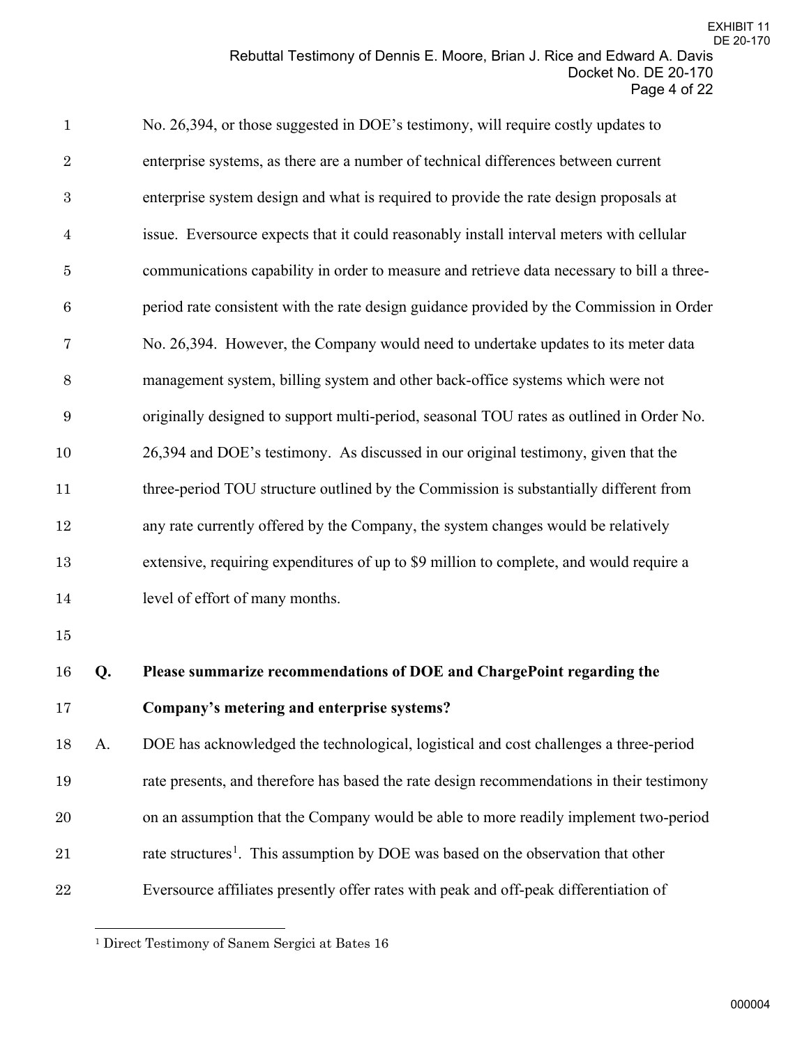No. 26,394, or those suggested in DOE's testimony, will require costly updates to enterprise systems, as there are a number of technical differences between current enterprise system design and what is required to provide the rate design proposals at issue. Eversource expects that it could reasonably install interval meters with cellular communications capability in order to measure and retrieve data necessary to bill a three-period rate consistent with the rate design guidance provided by the Commission in Order No. 26,394. However, the Company would need to undertake updates to its meter data management system, billing system and other back-office systems which were not originally designed to support multi-period, seasonal TOU rates as outlined in Order No. 26,394 and DOE's testimony. As discussed in our original testimony, given that the three-period TOU structure outlined by the Commission is substantially different from any rate currently offered by the Company, the system changes would be relatively extensive, requiring expenditures of up to $9 million to complete, and would require a level of effort of many months.

**Q. Please summarize recommendations of DOE and ChargePoint regarding the Company's metering and enterprise systems?**

A. DOE has acknowledged the technological, logistical and cost challenges a three-period rate presents, and therefore has based the rate design recommendations in their testimony on an assumption that the Company would be able to more readily implement two-period rate structures[1]. This assumption by DOE was based on the observation that other Eversource affiliates presently offer rates with peak and off-peak differentiation of

[1] Direct Testimony of Sanem Sergici at Bates 16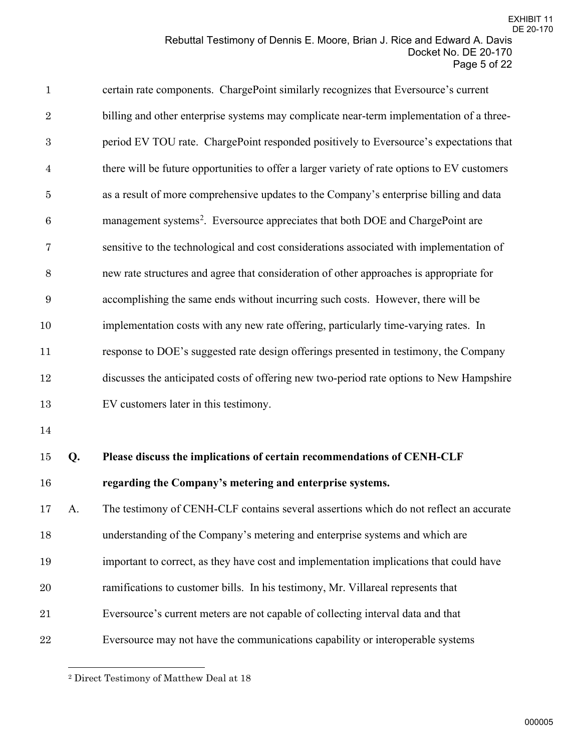certain rate components. ChargePoint similarly recognizes that Eversource's current billing and other enterprise systems may complicate near-term implementation of a three-period EV TOU rate. ChargePoint responded positively to Eversource's expectations that there will be future opportunities to offer a larger variety of rate options to EV customers as a result of more comprehensive updates to the Company's enterprise billing and data management systems[2]. Eversource appreciates that both DOE and ChargePoint are sensitive to the technological and cost considerations associated with implementation of new rate structures and agree that consideration of other approaches is appropriate for accomplishing the same ends without incurring such costs. However, there will be implementation costs with any new rate offering, particularly time-varying rates. In response to DOE's suggested rate design offerings presented in testimony, the Company discusses the anticipated costs of offering new two-period rate options to New Hampshire EV customers later in this testimony.

**Q. Please discuss the implications of certain recommendations of CENH-CLF regarding the Company's metering and enterprise systems.**

A. The testimony of CENH-CLF contains several assertions which do not reflect an accurate understanding of the Company's metering and enterprise systems and which are important to correct, as they have cost and implementation implications that could have ramifications to customer bills. In his testimony, Mr. Villareal represents that Eversource's current meters are not capable of collecting interval data and that Eversource may not have the communications capability or interoperable systems

---

[2] Direct Testimony of Matthew Deal at 18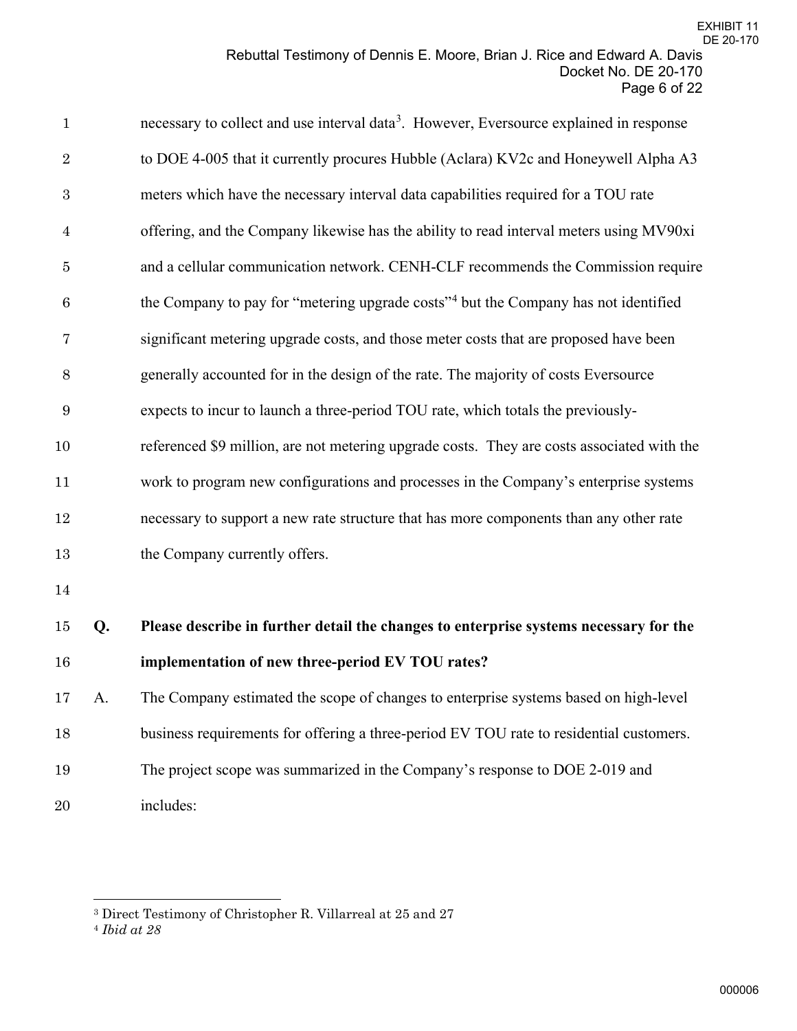necessary to collect and use interval data[3]. However, Eversource explained in response to DOE 4-005 that it currently procures Hubble (Aclara) KV2c and Honeywell Alpha A3 meters which have the necessary interval data capabilities required for a TOU rate offering, and the Company likewise has the ability to read interval meters using MV90xi and a cellular communication network. CENH-CLF recommends the Commission require the Company to pay for "metering upgrade costs"[4] but the Company has not identified significant metering upgrade costs, and those meter costs that are proposed have been generally accounted for in the design of the rate. The majority of costs Eversource expects to incur to launch a three-period TOU rate, which totals the previously-referenced $9 million, are not metering upgrade costs. They are costs associated with the work to program new configurations and processes in the Company's enterprise systems necessary to support a new rate structure that has more components than any other rate the Company currently offers.

**Q. Please describe in further detail the changes to enterprise systems necessary for the implementation of new three-period EV TOU rates?**

A. The Company estimated the scope of changes to enterprise systems based on high-level business requirements for offering a three-period EV TOU rate to residential customers. The project scope was summarized in the Company's response to DOE 2-019 and includes:

---

[3] Direct Testimony of Christopher R. Villarreal at 25 and 27

[4] *Ibid at 28*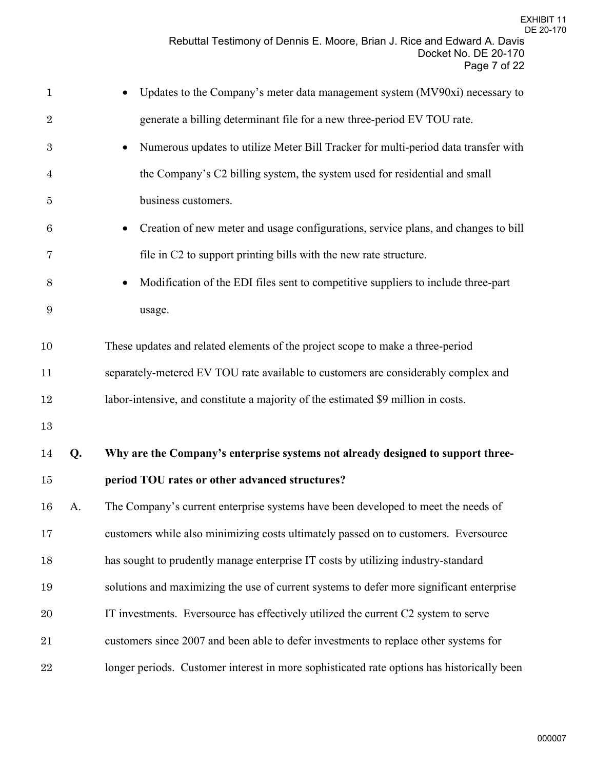- Updates to the Company's meter data management system (MV90xi) necessary to generate a billing determinant file for a new three-period EV TOU rate.
- Numerous updates to utilize Meter Bill Tracker for multi-period data transfer with the Company's C2 billing system, the system used for residential and small business customers.
- Creation of new meter and usage configurations, service plans, and changes to bill file in C2 to support printing bills with the new rate structure.
- Modification of the EDI files sent to competitive suppliers to include three-part usage.

These updates and related elements of the project scope to make a three-period separately-metered EV TOU rate available to customers are considerably complex and labor-intensive, and constitute a majority of the estimated $9 million in costs.

**Q. Why are the Company's enterprise systems not already designed to support three-period TOU rates or other advanced structures?**

A. The Company's current enterprise systems have been developed to meet the needs of customers while also minimizing costs ultimately passed on to customers. Eversource has sought to prudently manage enterprise IT costs by utilizing industry-standard solutions and maximizing the use of current systems to defer more significant enterprise IT investments. Eversource has effectively utilized the current C2 system to serve customers since 2007 and been able to defer investments to replace other systems for longer periods. Customer interest in more sophisticated rate options has historically been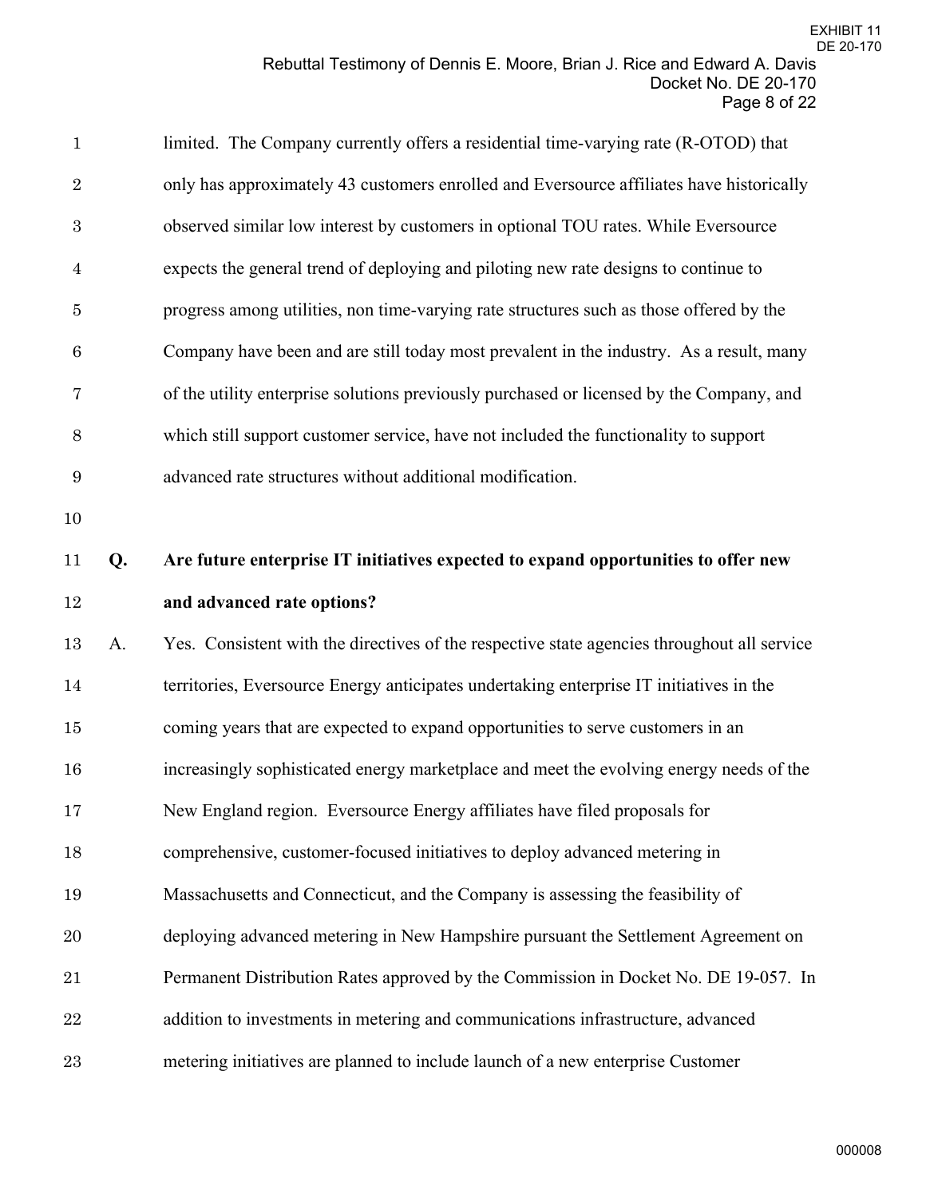limited. The Company currently offers a residential time-varying rate (R-OTOD) that only has approximately 43 customers enrolled and Eversource affiliates have historically observed similar low interest by customers in optional TOU rates. While Eversource expects the general trend of deploying and piloting new rate designs to continue to progress among utilities, non time-varying rate structures such as those offered by the Company have been and are still today most prevalent in the industry. As a result, many of the utility enterprise solutions previously purchased or licensed by the Company, and which still support customer service, have not included the functionality to support advanced rate structures without additional modification.

**Q. Are future enterprise IT initiatives expected to expand opportunities to offer new and advanced rate options?**

A. Yes. Consistent with the directives of the respective state agencies throughout all service territories, Eversource Energy anticipates undertaking enterprise IT initiatives in the coming years that are expected to expand opportunities to serve customers in an increasingly sophisticated energy marketplace and meet the evolving energy needs of the New England region. Eversource Energy affiliates have filed proposals for comprehensive, customer-focused initiatives to deploy advanced metering in Massachusetts and Connecticut, and the Company is assessing the feasibility of deploying advanced metering in New Hampshire pursuant the Settlement Agreement on Permanent Distribution Rates approved by the Commission in Docket No. DE 19-057. In addition to investments in metering and communications infrastructure, advanced metering initiatives are planned to include launch of a new enterprise Customer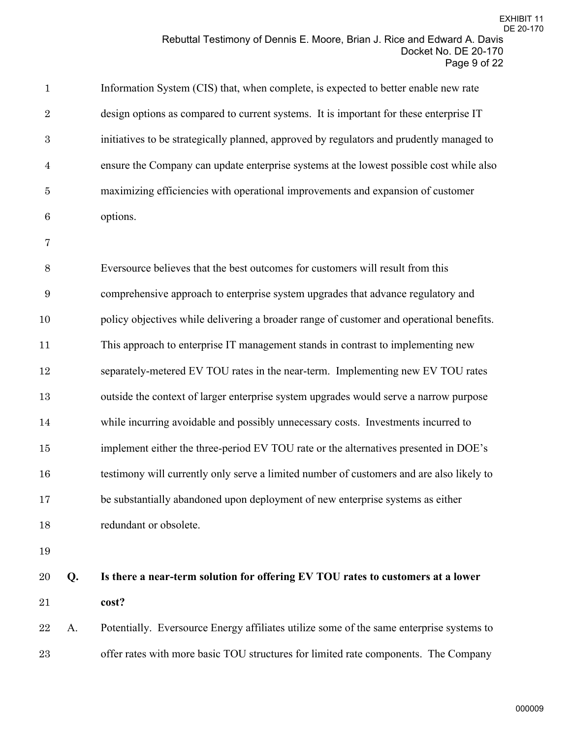Information System (CIS) that, when complete, is expected to better enable new rate design options as compared to current systems. It is important for these enterprise IT initiatives to be strategically planned, approved by regulators and prudently managed to ensure the Company can update enterprise systems at the lowest possible cost while also maximizing efficiencies with operational improvements and expansion of customer options.

Eversource believes that the best outcomes for customers will result from this comprehensive approach to enterprise system upgrades that advance regulatory and policy objectives while delivering a broader range of customer and operational benefits. This approach to enterprise IT management stands in contrast to implementing new separately-metered EV TOU rates in the near-term. Implementing new EV TOU rates outside the context of larger enterprise system upgrades would serve a narrow purpose while incurring avoidable and possibly unnecessary costs. Investments incurred to implement either the three-period EV TOU rate or the alternatives presented in DOE's testimony will currently only serve a limited number of customers and are also likely to be substantially abandoned upon deployment of new enterprise systems as either redundant or obsolete.

**Q. Is there a near-term solution for offering EV TOU rates to customers at a lower cost?**

A. Potentially. Eversource Energy affiliates utilize some of the same enterprise systems to offer rates with more basic TOU structures for limited rate components. The Company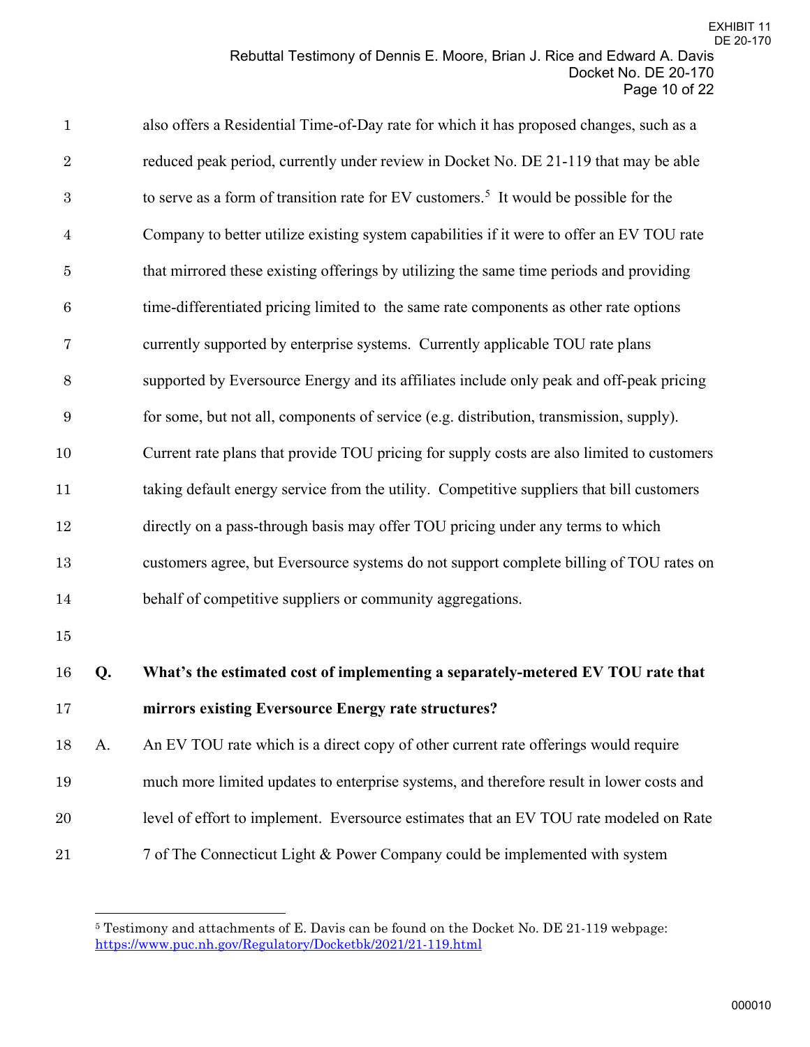also offers a Residential Time-of-Day rate for which it has proposed changes, such as a reduced peak period, currently under review in Docket No. DE 21-119 that may be able to serve as a form of transition rate for EV customers.[5] It would be possible for the Company to better utilize existing system capabilities if it were to offer an EV TOU rate that mirrored these existing offerings by utilizing the same time periods and providing time-differentiated pricing limited to the same rate components as other rate options currently supported by enterprise systems. Currently applicable TOU rate plans supported by Eversource Energy and its affiliates include only peak and off-peak pricing for some, but not all, components of service (e.g. distribution, transmission, supply). Current rate plans that provide TOU pricing for supply costs are also limited to customers taking default energy service from the utility. Competitive suppliers that bill customers directly on a pass-through basis may offer TOU pricing under any terms to which customers agree, but Eversource systems do not support complete billing of TOU rates on behalf of competitive suppliers or community aggregations.

**Q. What's the estimated cost of implementing a separately-metered EV TOU rate that mirrors existing Eversource Energy rate structures?**

A. An EV TOU rate which is a direct copy of other current rate offerings would require much more limited updates to enterprise systems, and therefore result in lower costs and level of effort to implement. Eversource estimates that an EV TOU rate modeled on Rate 7 of The Connecticut Light & Power Company could be implemented with system

---

[5] Testimony and attachments of E. Davis can be found on the Docket No. DE 21-119 webpage: https://www.puc.nh.gov/Regulatory/Docketbk/2021/21-119.html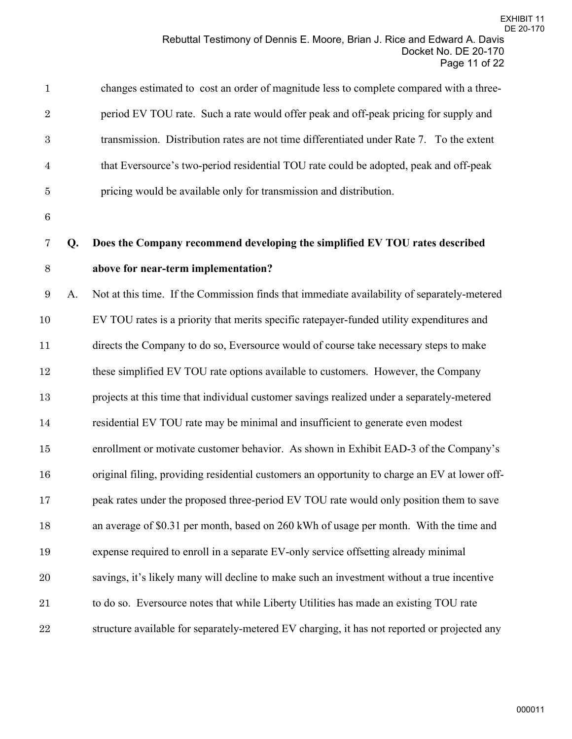changes estimated to cost an order of magnitude less to complete compared with a three-period EV TOU rate. Such a rate would offer peak and off-peak pricing for supply and transmission. Distribution rates are not time differentiated under Rate 7. To the extent that Eversource's two-period residential TOU rate could be adopted, peak and off-peak pricing would be available only for transmission and distribution.

**Q. Does the Company recommend developing the simplified EV TOU rates described above for near-term implementation?**

A. Not at this time. If the Commission finds that immediate availability of separately-metered EV TOU rates is a priority that merits specific ratepayer-funded utility expenditures and directs the Company to do so, Eversource would of course take necessary steps to make these simplified EV TOU rate options available to customers. However, the Company projects at this time that individual customer savings realized under a separately-metered residential EV TOU rate may be minimal and insufficient to generate even modest enrollment or motivate customer behavior. As shown in Exhibit EAD-3 of the Company's original filing, providing residential customers an opportunity to charge an EV at lower off-peak rates under the proposed three-period EV TOU rate would only position them to save an average of $0.31 per month, based on 260 kWh of usage per month. With the time and expense required to enroll in a separate EV-only service offsetting already minimal savings, it's likely many will decline to make such an investment without a true incentive to do so. Eversource notes that while Liberty Utilities has made an existing TOU rate structure available for separately-metered EV charging, it has not reported or projected any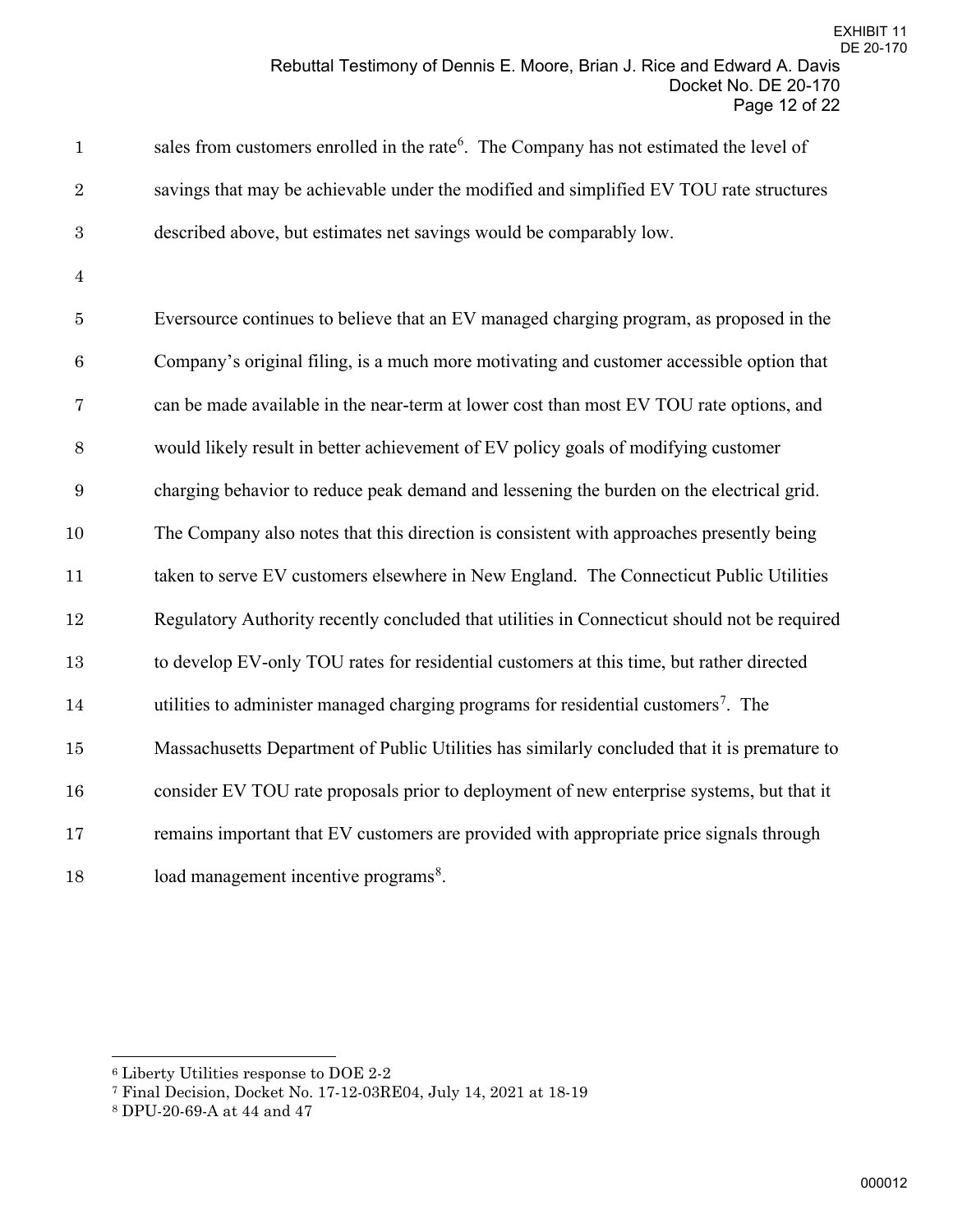sales from customers enrolled in the rate[6]. The Company has not estimated the level of savings that may be achievable under the modified and simplified EV TOU rate structures described above, but estimates net savings would be comparably low.

Eversource continues to believe that an EV managed charging program, as proposed in the Company's original filing, is a much more motivating and customer accessible option that can be made available in the near-term at lower cost than most EV TOU rate options, and would likely result in better achievement of EV policy goals of modifying customer charging behavior to reduce peak demand and lessening the burden on the electrical grid. The Company also notes that this direction is consistent with approaches presently being taken to serve EV customers elsewhere in New England. The Connecticut Public Utilities Regulatory Authority recently concluded that utilities in Connecticut should not be required to develop EV-only TOU rates for residential customers at this time, but rather directed utilities to administer managed charging programs for residential customers[7]. The Massachusetts Department of Public Utilities has similarly concluded that it is premature to consider EV TOU rate proposals prior to deployment of new enterprise systems, but that it remains important that EV customers are provided with appropriate price signals through load management incentive programs[8].

---

[6] Liberty Utilities response to DOE 2-2

[7] Final Decision, Docket No. 17-12-03RE04, July 14, 2021 at 18-19

[8] DPU-20-69-A at 44 and 47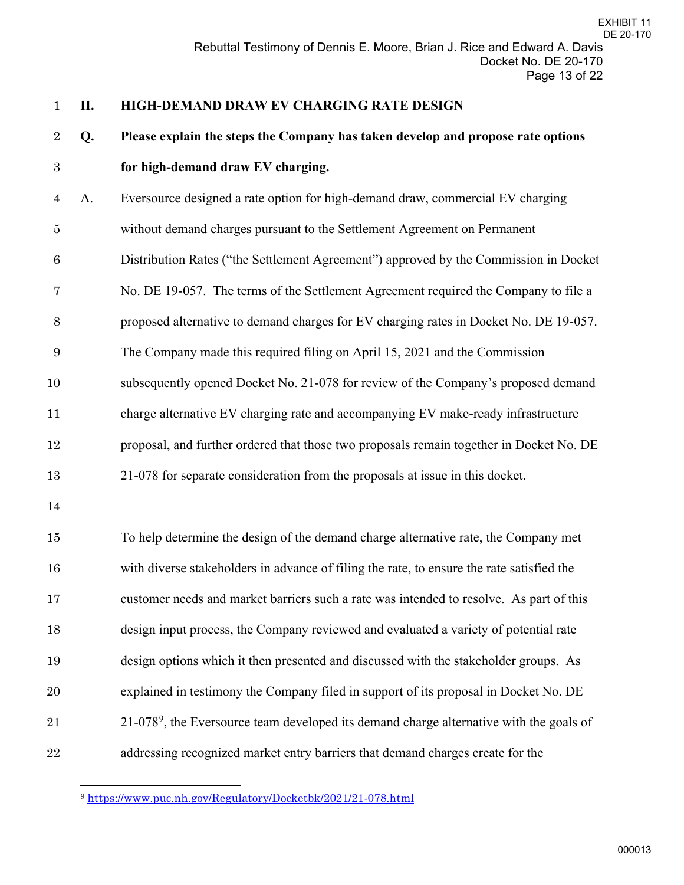## II. HIGH-DEMAND DRAW EV CHARGING RATE DESIGN

**Q. Please explain the steps the Company has taken develop and propose rate options for high-demand draw EV charging.**

A. Eversource designed a rate option for high-demand draw, commercial EV charging without demand charges pursuant to the Settlement Agreement on Permanent Distribution Rates ("the Settlement Agreement") approved by the Commission in Docket No. DE 19-057. The terms of the Settlement Agreement required the Company to file a proposed alternative to demand charges for EV charging rates in Docket No. DE 19-057. The Company made this required filing on April 15, 2021 and the Commission subsequently opened Docket No. 21-078 for review of the Company's proposed demand charge alternative EV charging rate and accompanying EV make-ready infrastructure proposal, and further ordered that those two proposals remain together in Docket No. DE 21-078 for separate consideration from the proposals at issue in this docket.

To help determine the design of the demand charge alternative rate, the Company met with diverse stakeholders in advance of filing the rate, to ensure the rate satisfied the customer needs and market barriers such a rate was intended to resolve. As part of this design input process, the Company reviewed and evaluated a variety of potential rate design options which it then presented and discussed with the stakeholder groups. As explained in testimony the Company filed in support of its proposal in Docket No. DE 21-078[9], the Eversource team developed its demand charge alternative with the goals of addressing recognized market entry barriers that demand charges create for the

---

[9] https://www.puc.nh.gov/Regulatory/Docketbk/2021/21-078.html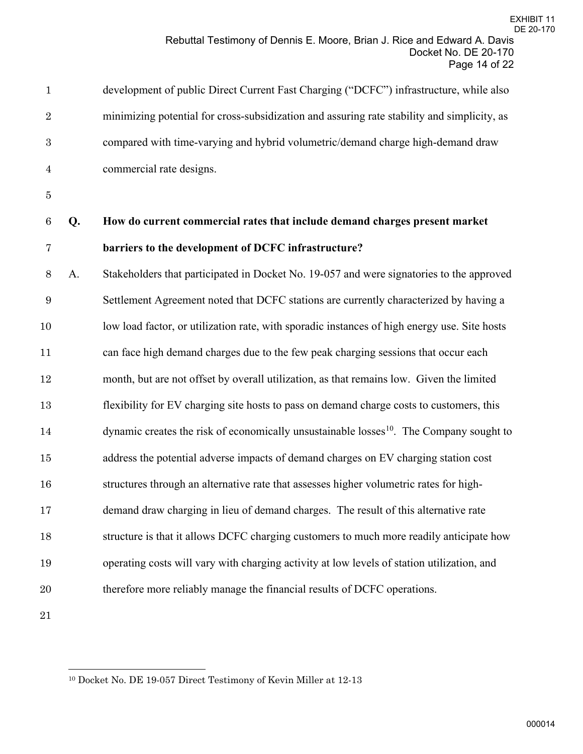development of public Direct Current Fast Charging ("DCFC") infrastructure, while also minimizing potential for cross-subsidization and assuring rate stability and simplicity, as compared with time-varying and hybrid volumetric/demand charge high-demand draw commercial rate designs.

**Q. How do current commercial rates that include demand charges present market barriers to the development of DCFC infrastructure?**

A. Stakeholders that participated in Docket No. 19-057 and were signatories to the approved Settlement Agreement noted that DCFC stations are currently characterized by having a low load factor, or utilization rate, with sporadic instances of high energy use. Site hosts can face high demand charges due to the few peak charging sessions that occur each month, but are not offset by overall utilization, as that remains low. Given the limited flexibility for EV charging site hosts to pass on demand charge costs to customers, this dynamic creates the risk of economically unsustainable losses[10]. The Company sought to address the potential adverse impacts of demand charges on EV charging station cost structures through an alternative rate that assesses higher volumetric rates for high-demand draw charging in lieu of demand charges. The result of this alternative rate structure is that it allows DCFC charging customers to much more readily anticipate how operating costs will vary with charging activity at low levels of station utilization, and therefore more reliably manage the financial results of DCFC operations.

[10] Docket No. DE 19-057 Direct Testimony of Kevin Miller at 12-13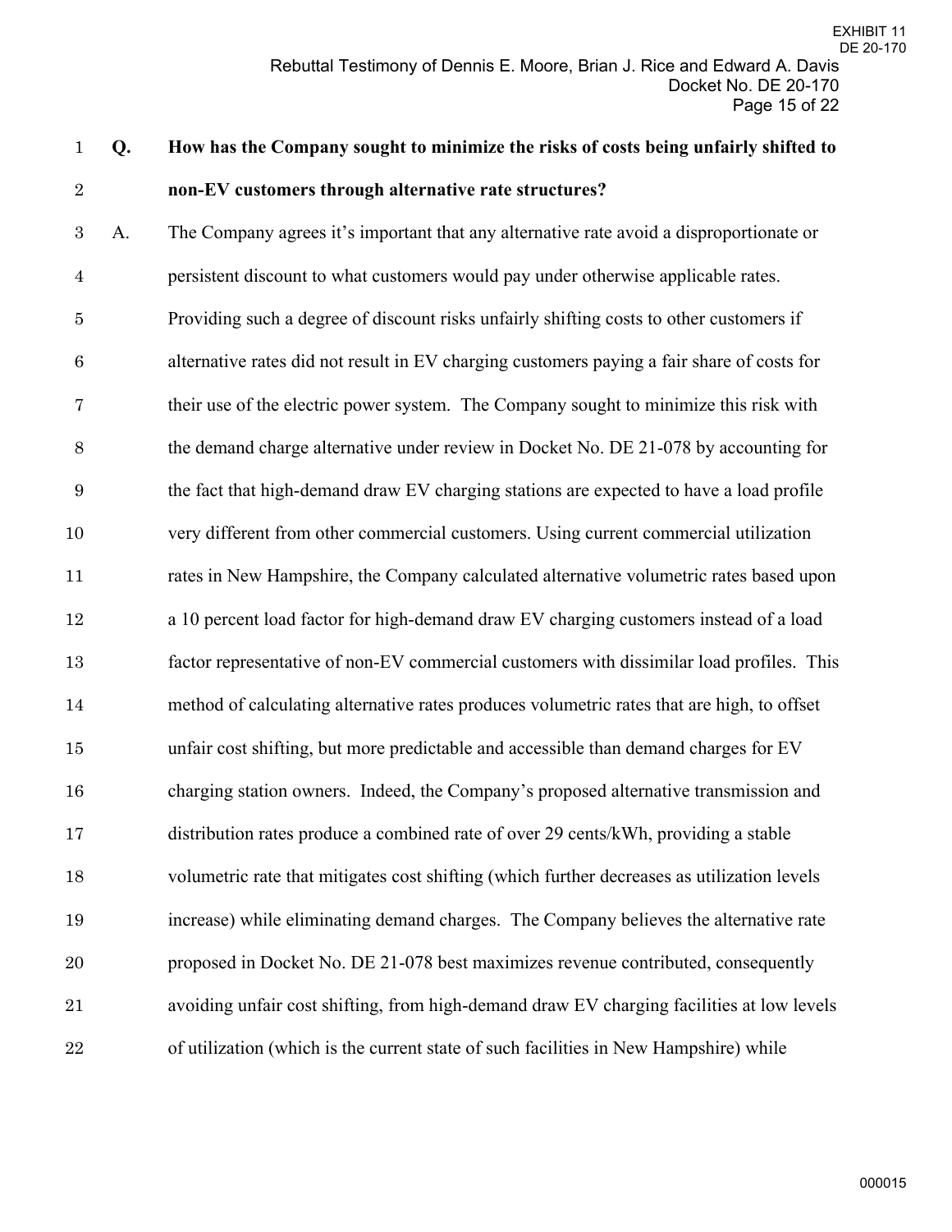**Q. How has the Company sought to minimize the risks of costs being unfairly shifted to non-EV customers through alternative rate structures?**

A. The Company agrees it's important that any alternative rate avoid a disproportionate or persistent discount to what customers would pay under otherwise applicable rates. Providing such a degree of discount risks unfairly shifting costs to other customers if alternative rates did not result in EV charging customers paying a fair share of costs for their use of the electric power system. The Company sought to minimize this risk with the demand charge alternative under review in Docket No. DE 21-078 by accounting for the fact that high-demand draw EV charging stations are expected to have a load profile very different from other commercial customers. Using current commercial utilization rates in New Hampshire, the Company calculated alternative volumetric rates based upon a 10 percent load factor for high-demand draw EV charging customers instead of a load factor representative of non-EV commercial customers with dissimilar load profiles. This method of calculating alternative rates produces volumetric rates that are high, to offset unfair cost shifting, but more predictable and accessible than demand charges for EV charging station owners. Indeed, the Company's proposed alternative transmission and distribution rates produce a combined rate of over 29 cents/kWh, providing a stable volumetric rate that mitigates cost shifting (which further decreases as utilization levels increase) while eliminating demand charges. The Company believes the alternative rate proposed in Docket No. DE 21-078 best maximizes revenue contributed, consequently avoiding unfair cost shifting, from high-demand draw EV charging facilities at low levels of utilization (which is the current state of such facilities in New Hampshire) while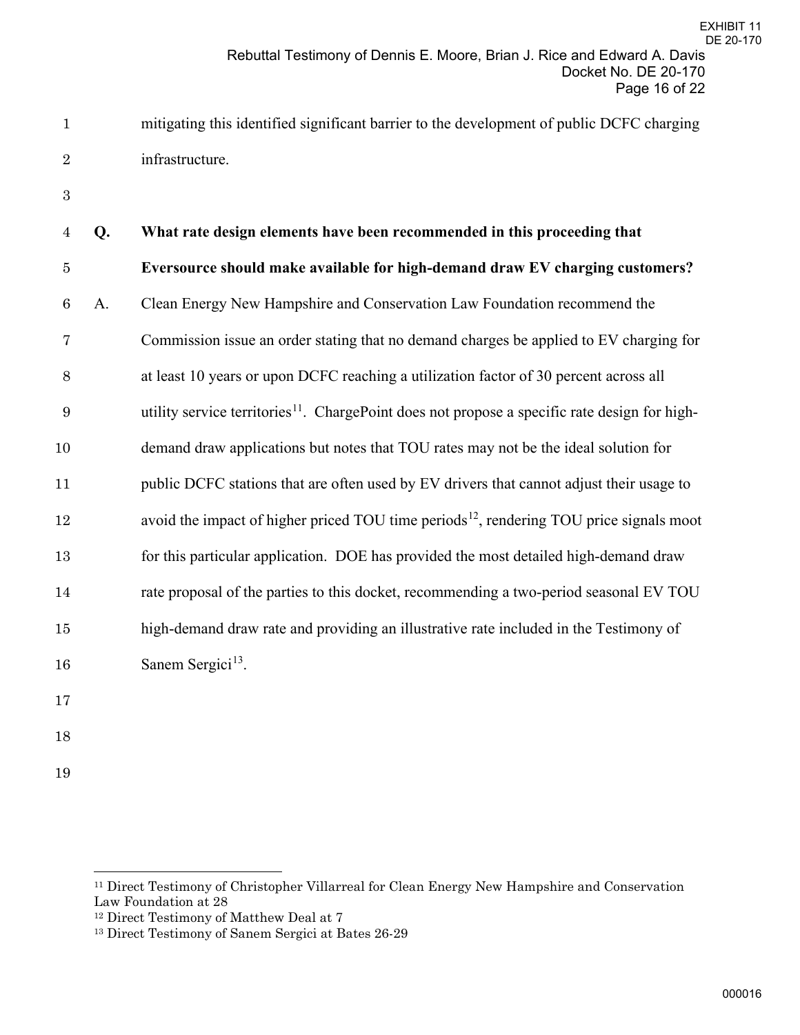mitigating this identified significant barrier to the development of public DCFC charging infrastructure.

**Q. What rate design elements have been recommended in this proceeding that Eversource should make available for high-demand draw EV charging customers?**

A. Clean Energy New Hampshire and Conservation Law Foundation recommend the Commission issue an order stating that no demand charges be applied to EV charging for at least 10 years or upon DCFC reaching a utilization factor of 30 percent across all utility service territories[11]. ChargePoint does not propose a specific rate design for high-demand draw applications but notes that TOU rates may not be the ideal solution for public DCFC stations that are often used by EV drivers that cannot adjust their usage to avoid the impact of higher priced TOU time periods[12], rendering TOU price signals moot for this particular application. DOE has provided the most detailed high-demand draw rate proposal of the parties to this docket, recommending a two-period seasonal EV TOU high-demand draw rate and providing an illustrative rate included in the Testimony of Sanem Sergici[13].

---

[11] Direct Testimony of Christopher Villarreal for Clean Energy New Hampshire and Conservation Law Foundation at 28

[12] Direct Testimony of Matthew Deal at 7

[13] Direct Testimony of Sanem Sergici at Bates 26-29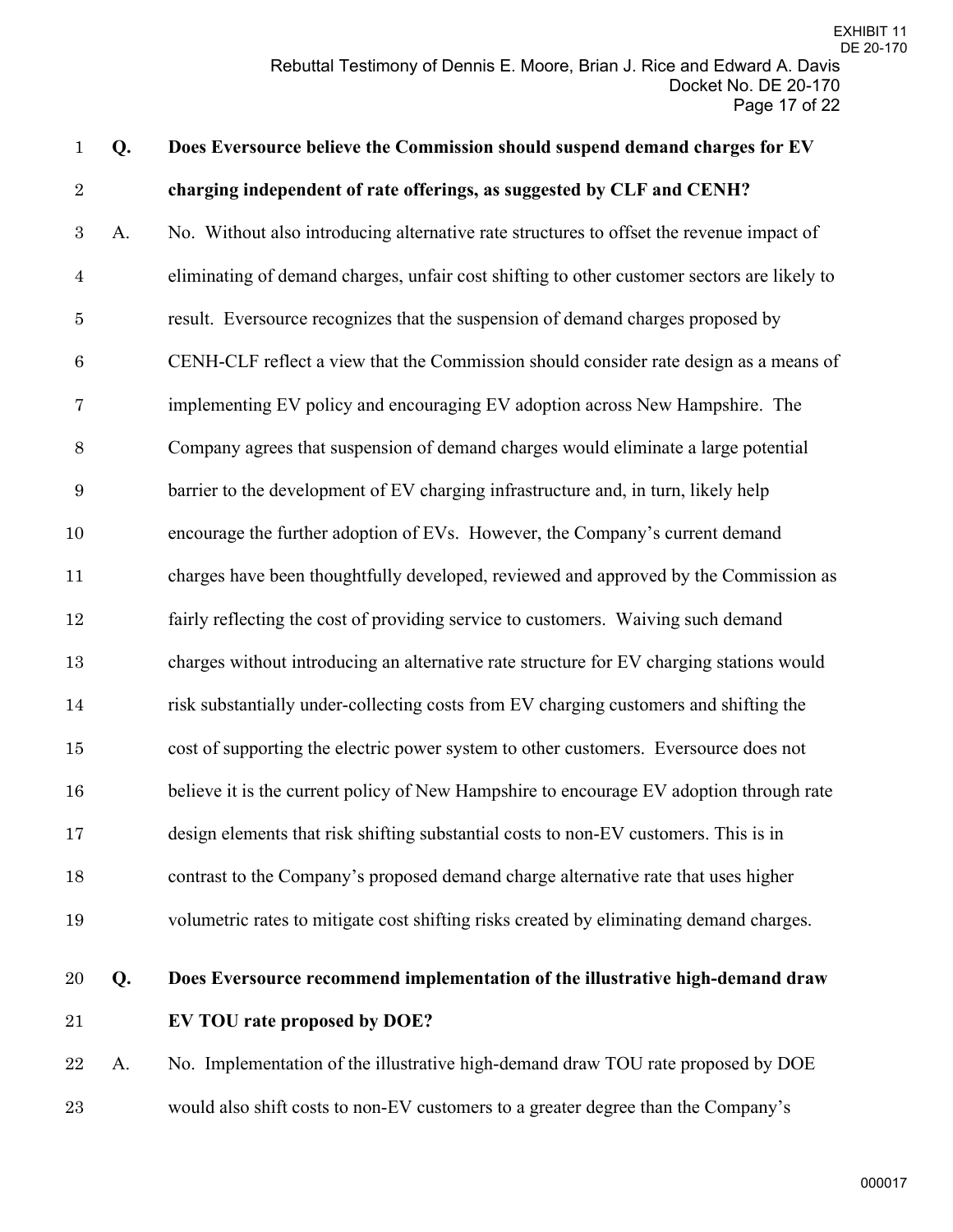**Q. Does Eversource believe the Commission should suspend demand charges for EV charging independent of rate offerings, as suggested by CLF and CENH?**

A. No. Without also introducing alternative rate structures to offset the revenue impact of eliminating of demand charges, unfair cost shifting to other customer sectors are likely to result. Eversource recognizes that the suspension of demand charges proposed by CENH-CLF reflect a view that the Commission should consider rate design as a means of implementing EV policy and encouraging EV adoption across New Hampshire. The Company agrees that suspension of demand charges would eliminate a large potential barrier to the development of EV charging infrastructure and, in turn, likely help encourage the further adoption of EVs. However, the Company's current demand charges have been thoughtfully developed, reviewed and approved by the Commission as fairly reflecting the cost of providing service to customers. Waiving such demand charges without introducing an alternative rate structure for EV charging stations would risk substantially under-collecting costs from EV charging customers and shifting the cost of supporting the electric power system to other customers. Eversource does not believe it is the current policy of New Hampshire to encourage EV adoption through rate design elements that risk shifting substantial costs to non-EV customers. This is in contrast to the Company's proposed demand charge alternative rate that uses higher volumetric rates to mitigate cost shifting risks created by eliminating demand charges.

**Q. Does Eversource recommend implementation of the illustrative high-demand draw EV TOU rate proposed by DOE?**

A. No. Implementation of the illustrative high-demand draw TOU rate proposed by DOE would also shift costs to non-EV customers to a greater degree than the Company's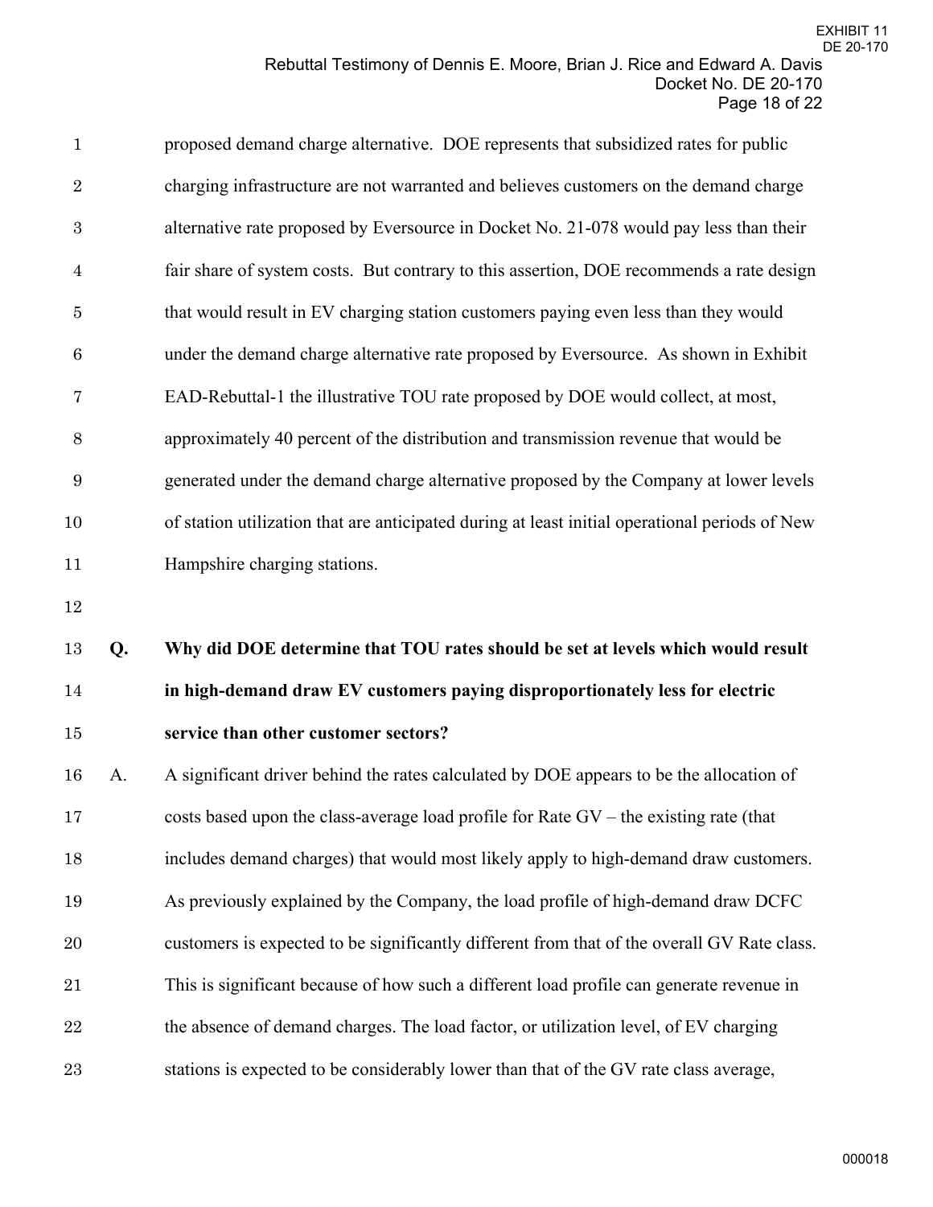proposed demand charge alternative. DOE represents that subsidized rates for public charging infrastructure are not warranted and believes customers on the demand charge alternative rate proposed by Eversource in Docket No. 21-078 would pay less than their fair share of system costs. But contrary to this assertion, DOE recommends a rate design that would result in EV charging station customers paying even less than they would under the demand charge alternative rate proposed by Eversource. As shown in Exhibit EAD-Rebuttal-1 the illustrative TOU rate proposed by DOE would collect, at most, approximately 40 percent of the distribution and transmission revenue that would be generated under the demand charge alternative proposed by the Company at lower levels of station utilization that are anticipated during at least initial operational periods of New Hampshire charging stations.

**Q. Why did DOE determine that TOU rates should be set at levels which would result in high-demand draw EV customers paying disproportionately less for electric service than other customer sectors?**

A. A significant driver behind the rates calculated by DOE appears to be the allocation of costs based upon the class-average load profile for Rate GV – the existing rate (that includes demand charges) that would most likely apply to high-demand draw customers. As previously explained by the Company, the load profile of high-demand draw DCFC customers is expected to be significantly different from that of the overall GV Rate class. This is significant because of how such a different load profile can generate revenue in the absence of demand charges. The load factor, or utilization level, of EV charging stations is expected to be considerably lower than that of the GV rate class average,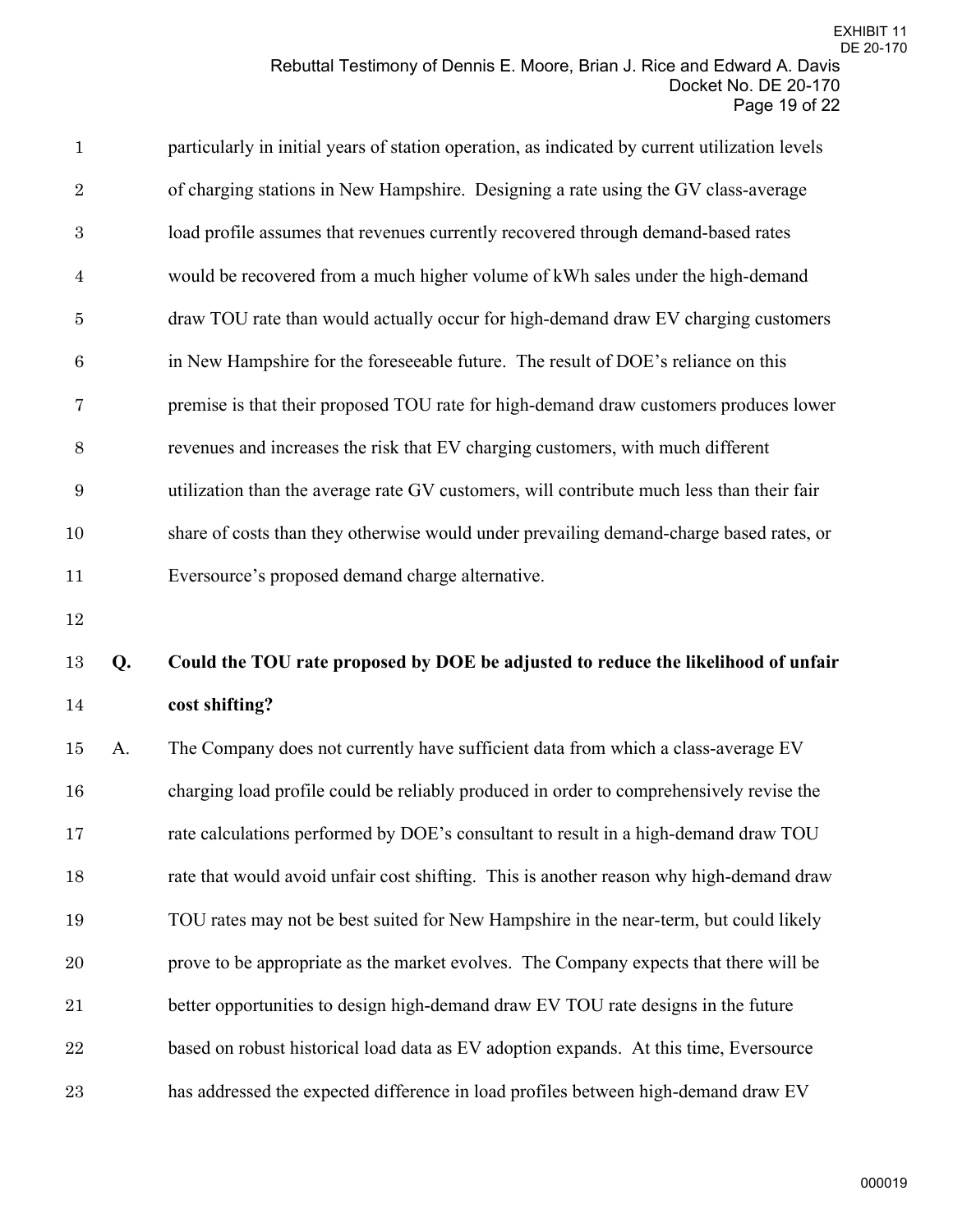particularly in initial years of station operation, as indicated by current utilization levels of charging stations in New Hampshire. Designing a rate using the GV class-average load profile assumes that revenues currently recovered through demand-based rates would be recovered from a much higher volume of kWh sales under the high-demand draw TOU rate than would actually occur for high-demand draw EV charging customers in New Hampshire for the foreseeable future. The result of DOE's reliance on this premise is that their proposed TOU rate for high-demand draw customers produces lower revenues and increases the risk that EV charging customers, with much different utilization than the average rate GV customers, will contribute much less than their fair share of costs than they otherwise would under prevailing demand-charge based rates, or Eversource's proposed demand charge alternative.

**Q. Could the TOU rate proposed by DOE be adjusted to reduce the likelihood of unfair cost shifting?**

A. The Company does not currently have sufficient data from which a class-average EV charging load profile could be reliably produced in order to comprehensively revise the rate calculations performed by DOE's consultant to result in a high-demand draw TOU rate that would avoid unfair cost shifting. This is another reason why high-demand draw TOU rates may not be best suited for New Hampshire in the near-term, but could likely prove to be appropriate as the market evolves. The Company expects that there will be better opportunities to design high-demand draw EV TOU rate designs in the future based on robust historical load data as EV adoption expands. At this time, Eversource has addressed the expected difference in load profiles between high-demand draw EV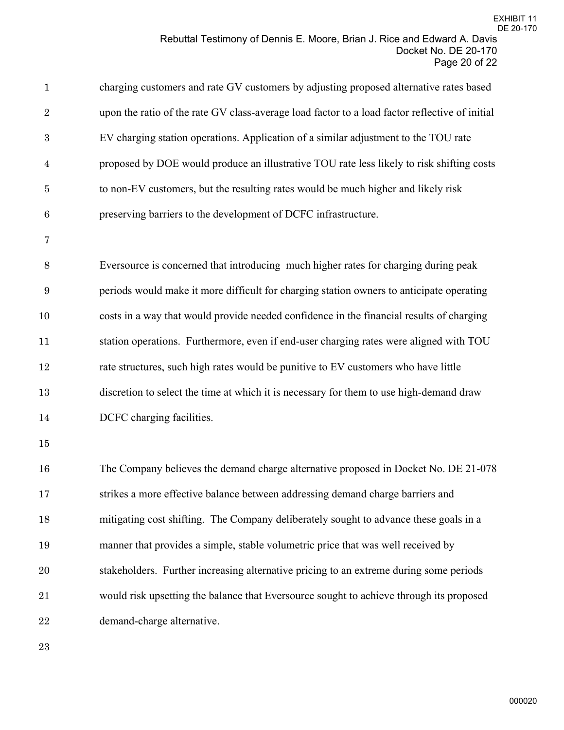charging customers and rate GV customers by adjusting proposed alternative rates based upon the ratio of the rate GV class-average load factor to a load factor reflective of initial EV charging station operations. Application of a similar adjustment to the TOU rate proposed by DOE would produce an illustrative TOU rate less likely to risk shifting costs to non-EV customers, but the resulting rates would be much higher and likely risk preserving barriers to the development of DCFC infrastructure.

Eversource is concerned that introducing much higher rates for charging during peak periods would make it more difficult for charging station owners to anticipate operating costs in a way that would provide needed confidence in the financial results of charging station operations. Furthermore, even if end-user charging rates were aligned with TOU rate structures, such high rates would be punitive to EV customers who have little discretion to select the time at which it is necessary for them to use high-demand draw DCFC charging facilities.

The Company believes the demand charge alternative proposed in Docket No. DE 21-078 strikes a more effective balance between addressing demand charge barriers and mitigating cost shifting. The Company deliberately sought to advance these goals in a manner that provides a simple, stable volumetric price that was well received by stakeholders. Further increasing alternative pricing to an extreme during some periods would risk upsetting the balance that Eversource sought to achieve through its proposed demand-charge alternative.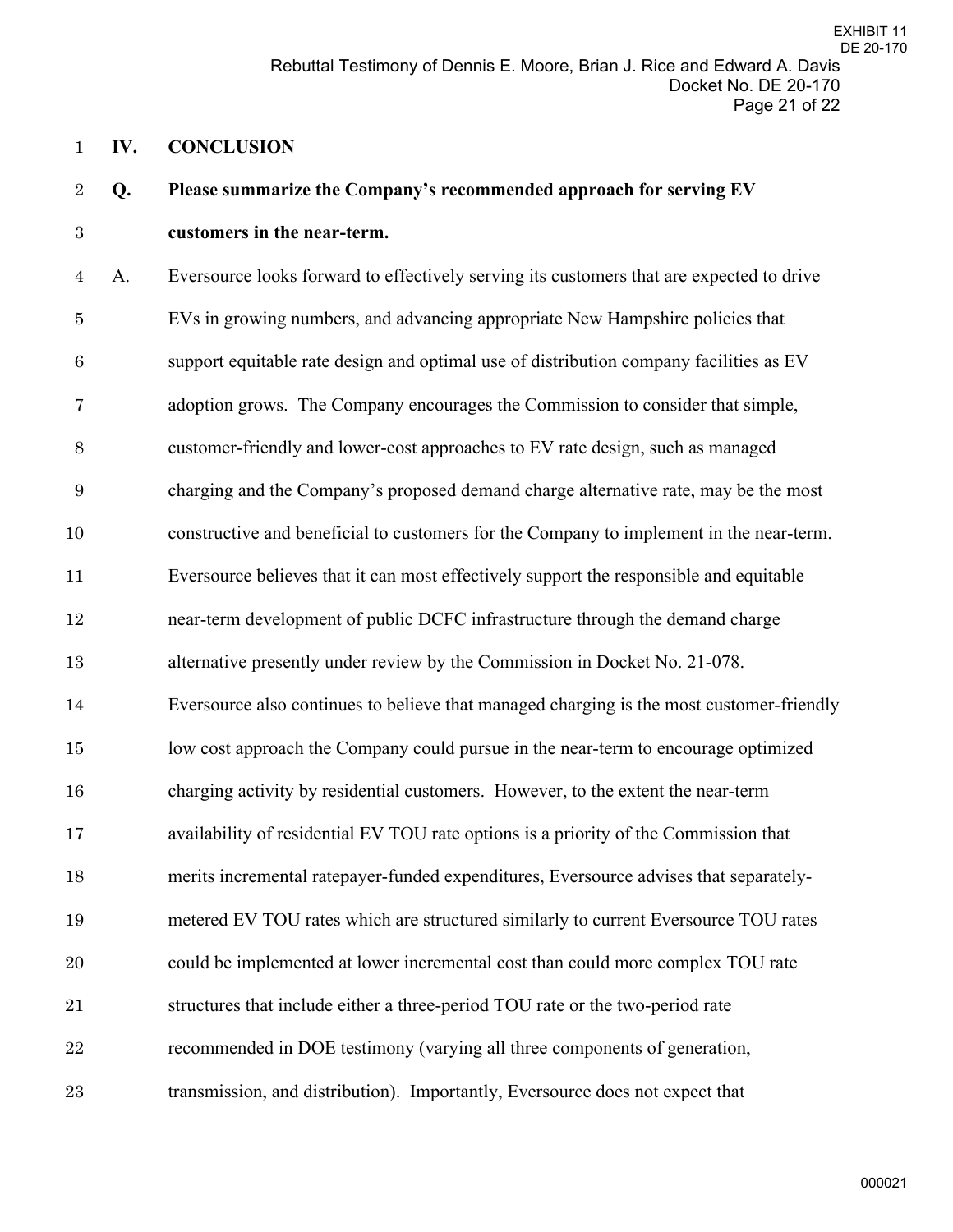## IV. CONCLUSION

**Q. Please summarize the Company's recommended approach for serving EV customers in the near-term.**

A. Eversource looks forward to effectively serving its customers that are expected to drive EVs in growing numbers, and advancing appropriate New Hampshire policies that support equitable rate design and optimal use of distribution company facilities as EV adoption grows. The Company encourages the Commission to consider that simple, customer-friendly and lower-cost approaches to EV rate design, such as managed charging and the Company's proposed demand charge alternative rate, may be the most constructive and beneficial to customers for the Company to implement in the near-term. Eversource believes that it can most effectively support the responsible and equitable near-term development of public DCFC infrastructure through the demand charge alternative presently under review by the Commission in Docket No. 21-078. Eversource also continues to believe that managed charging is the most customer-friendly low cost approach the Company could pursue in the near-term to encourage optimized charging activity by residential customers. However, to the extent the near-term availability of residential EV TOU rate options is a priority of the Commission that merits incremental ratepayer-funded expenditures, Eversource advises that separately-metered EV TOU rates which are structured similarly to current Eversource TOU rates could be implemented at lower incremental cost than could more complex TOU rate structures that include either a three-period TOU rate or the two-period rate recommended in DOE testimony (varying all three components of generation, transmission, and distribution). Importantly, Eversource does not expect that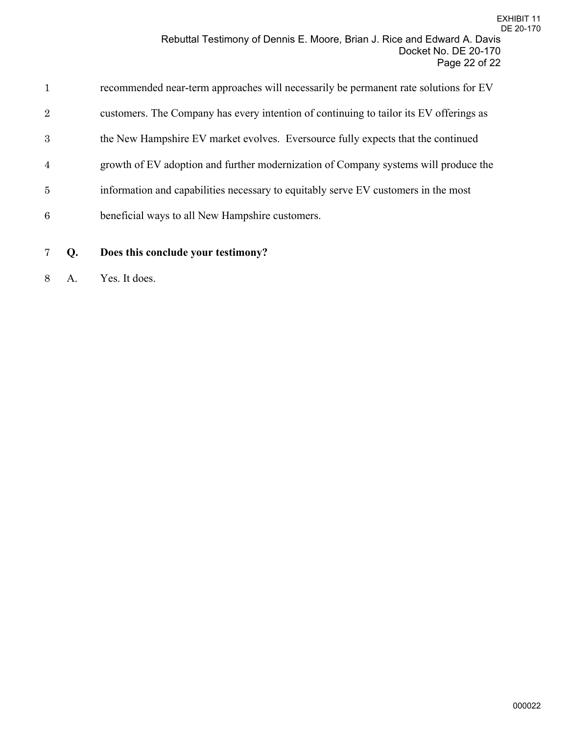recommended near-term approaches will necessarily be permanent rate solutions for EV customers. The Company has every intention of continuing to tailor its EV offerings as the New Hampshire EV market evolves. Eversource fully expects that the continued growth of EV adoption and further modernization of Company systems will produce the information and capabilities necessary to equitably serve EV customers in the most beneficial ways to all New Hampshire customers.

**Q. Does this conclude your testimony?**

A. Yes. It does.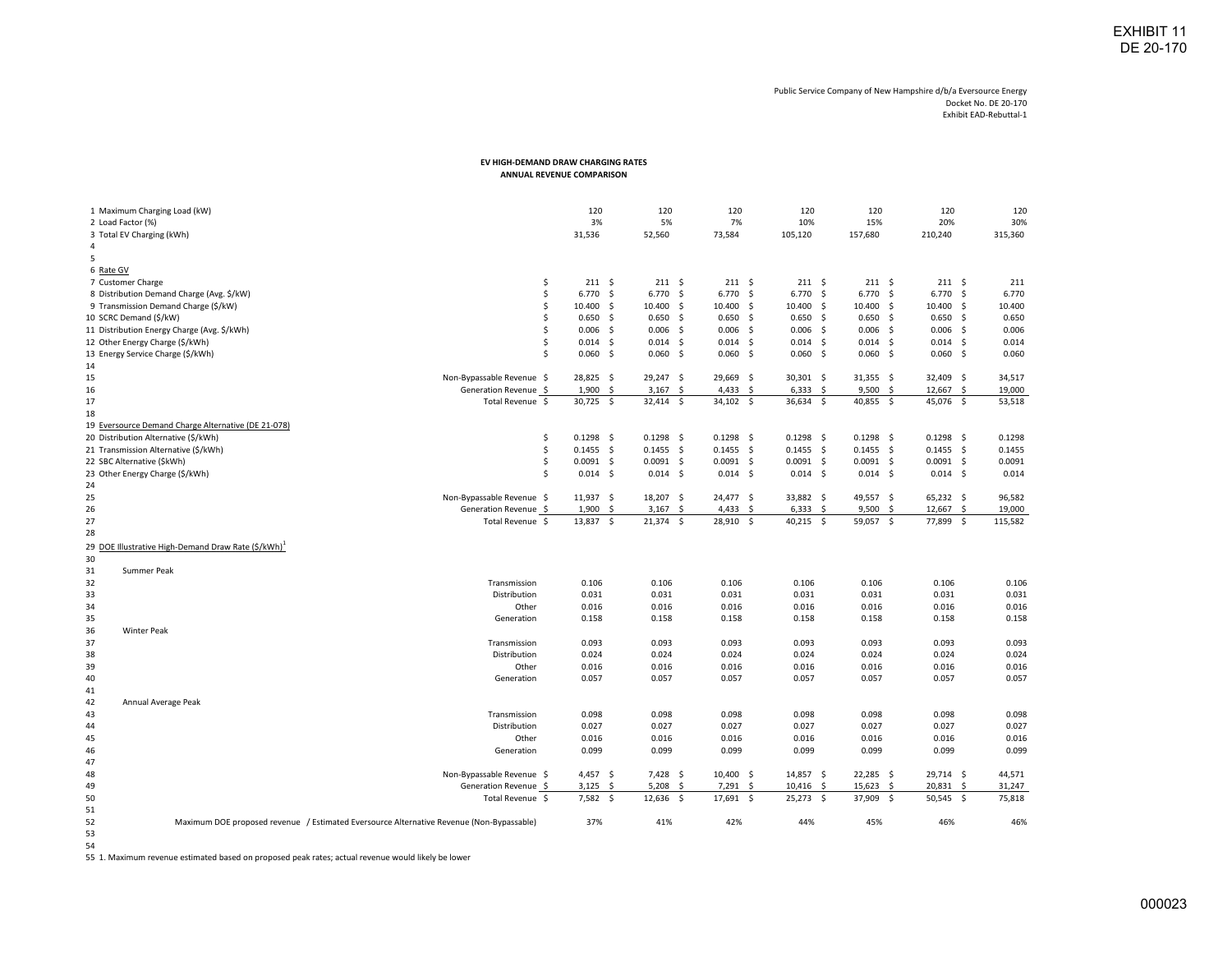EXHIBIT 11
DE 20-170

Public Service Company of New Hampshire d/b/a Eversource Energy
Docket No. DE 20-170
Exhibit EAD-Rebuttal-1

**EV HIGH-DEMAND DRAW CHARGING RATES**
**ANNUAL REVENUE COMPARISON**

| Line | Description | | | | | | | | |
|---|---|---|---|---|---|---|---|---|---|
| 1 | Maximum Charging Load (kW) | | 120 | 120 | 120 | 120 | 120 | 120 | 120 |
| 2 | Load Factor (%) | | 3% | 5% | 7% | 10% | 15% | 20% | 30% |
| 3 | Total EV Charging (kWh) | | 31,536 | 52,560 | 73,584 | 105,120 | 157,680 | 210,240 | 315,360 |
| 4 | | | | | | | | | |
| 5 | | | | | | | | | |
| 6 | Rate GV | | | | | | | | |
| 7 | Customer Charge | | $ 211 | $ 211 | $ 211 | $ 211 | $ 211 | $ 211 | $ 211 |
| 8 | Distribution Demand Charge (Avg. $/kW) | | $ 6.770 | $ 6.770 | $ 6.770 | $ 6.770 | $ 6.770 | $ 6.770 | $ 6.770 |
| 9 | Transmission Demand Charge ($/kW) | | $ 10.400 | $ 10.400 | $ 10.400 | $ 10.400 | $ 10.400 | $ 10.400 | $ 10.400 |
| 10 | SCRC Demand ($/kW) | | $ 0.650 | $ 0.650 | $ 0.650 | $ 0.650 | $ 0.650 | $ 0.650 | $ 0.650 |
| 11 | Distribution Energy Charge (Avg. $/kWh) | | $ 0.006 | $ 0.006 | $ 0.006 | $ 0.006 | $ 0.006 | $ 0.006 | $ 0.006 |
| 12 | Other Energy Charge ($/kWh) | | $ 0.014 | $ 0.014 | $ 0.014 | $ 0.014 | $ 0.014 | $ 0.014 | $ 0.014 |
| 13 | Energy Service Charge ($/kWh) | | $ 0.060 | $ 0.060 | $ 0.060 | $ 0.060 | $ 0.060 | $ 0.060 | $ 0.060 |
| 14 | | | | | | | | | |
| 15 | | Non-Bypassable Revenue | $ 28,825 | $ 29,247 | $ 29,669 | $ 30,301 | $ 31,355 | $ 32,409 | $ 34,517 |
| 16 | | Generation Revenue | $ 1,900 | $ 3,167 | $ 4,433 | $ 6,333 | $ 9,500 | $ 12,667 | $ 19,000 |
| 17 | | Total Revenue | $ 30,725 | $ 32,414 | $ 34,102 | $ 36,634 | $ 40,855 | $ 45,076 | $ 53,518 |
| 18 | | | | | | | | | |
| 19 | Eversource Demand Charge Alternative (DE 21-078) | | | | | | | | |
| 20 | Distribution Alternative ($/kWh) | | $ 0.1298 | $ 0.1298 | $ 0.1298 | $ 0.1298 | $ 0.1298 | $ 0.1298 | $ 0.1298 |
| 21 | Transmission Alternative ($/kWh) | | $ 0.1455 | $ 0.1455 | $ 0.1455 | $ 0.1455 | $ 0.1455 | $ 0.1455 | $ 0.1455 |
| 22 | SBC Alternative ($kWh) | | $ 0.0091 | $ 0.0091 | $ 0.0091 | $ 0.0091 | $ 0.0091 | $ 0.0091 | $ 0.0091 |
| 23 | Other Energy Charge ($/kWh) | | $ 0.014 | $ 0.014 | $ 0.014 | $ 0.014 | $ 0.014 | $ 0.014 | $ 0.014 |
| 24 | | | | | | | | | |
| 25 | | Non-Bypassable Revenue | $ 11,937 | $ 18,207 | $ 24,477 | $ 33,882 | $ 49,557 | $ 65,232 | $ 96,582 |
| 26 | | Generation Revenue | $ 1,900 | $ 3,167 | $ 4,433 | $ 6,333 | $ 9,500 | $ 12,667 | $ 19,000 |
| 27 | | Total Revenue | $ 13,837 | $ 21,374 | $ 28,910 | $ 40,215 | $ 59,057 | $ 77,899 | $ 115,582 |
| 28 | | | | | | | | | |
| 29 | DOE Illustrative High-Demand Draw Rate ($/kWh)[1] | | | | | | | | |
| 30 | | | | | | | | | |
| 31 | Summer Peak | | | | | | | | |
| 32 | | Transmission | 0.106 | 0.106 | 0.106 | 0.106 | 0.106 | 0.106 | 0.106 |
| 33 | | Distribution | 0.031 | 0.031 | 0.031 | 0.031 | 0.031 | 0.031 | 0.031 |
| 34 | | Other | 0.016 | 0.016 | 0.016 | 0.016 | 0.016 | 0.016 | 0.016 |
| 35 | | Generation | 0.158 | 0.158 | 0.158 | 0.158 | 0.158 | 0.158 | 0.158 |
| 36 | Winter Peak | | | | | | | | |
| 37 | | Transmission | 0.093 | 0.093 | 0.093 | 0.093 | 0.093 | 0.093 | 0.093 |
| 38 | | Distribution | 0.024 | 0.024 | 0.024 | 0.024 | 0.024 | 0.024 | 0.024 |
| 39 | | Other | 0.016 | 0.016 | 0.016 | 0.016 | 0.016 | 0.016 | 0.016 |
| 40 | | Generation | 0.057 | 0.057 | 0.057 | 0.057 | 0.057 | 0.057 | 0.057 |
| 41 | | | | | | | | | |
| 42 | Annual Average Peak | | | | | | | | |
| 43 | | Transmission | 0.098 | 0.098 | 0.098 | 0.098 | 0.098 | 0.098 | 0.098 |
| 44 | | Distribution | 0.027 | 0.027 | 0.027 | 0.027 | 0.027 | 0.027 | 0.027 |
| 45 | | Other | 0.016 | 0.016 | 0.016 | 0.016 | 0.016 | 0.016 | 0.016 |
| 46 | | Generation | 0.099 | 0.099 | 0.099 | 0.099 | 0.099 | 0.099 | 0.099 |
| 47 | | | | | | | | | |
| 48 | | Non-Bypassable Revenue | $ 4,457 | $ 7,428 | $ 10,400 | $ 14,857 | $ 22,285 | $ 29,714 | $ 44,571 |
| 49 | | Generation Revenue | $ 3,125 | $ 5,208 | $ 7,291 | $ 10,416 | $ 15,623 | $ 20,831 | $ 31,247 |
| 50 | | Total Revenue | $ 7,582 | $ 12,636 | $ 17,691 | $ 25,273 | $ 37,909 | $ 50,545 | $ 75,818 |
| 51 | | | | | | | | | |
| 52 | | Maximum DOE proposed revenue / Estimated Eversource Alternative Revenue (Non-Bypassable) | 37% | 41% | 42% | 44% | 45% | 46% | 46% |
| 53 | | | | | | | | | |
| 54 | | | | | | | | | |

55 1. Maximum revenue estimated based on proposed peak rates; actual revenue would likely be lower

000023